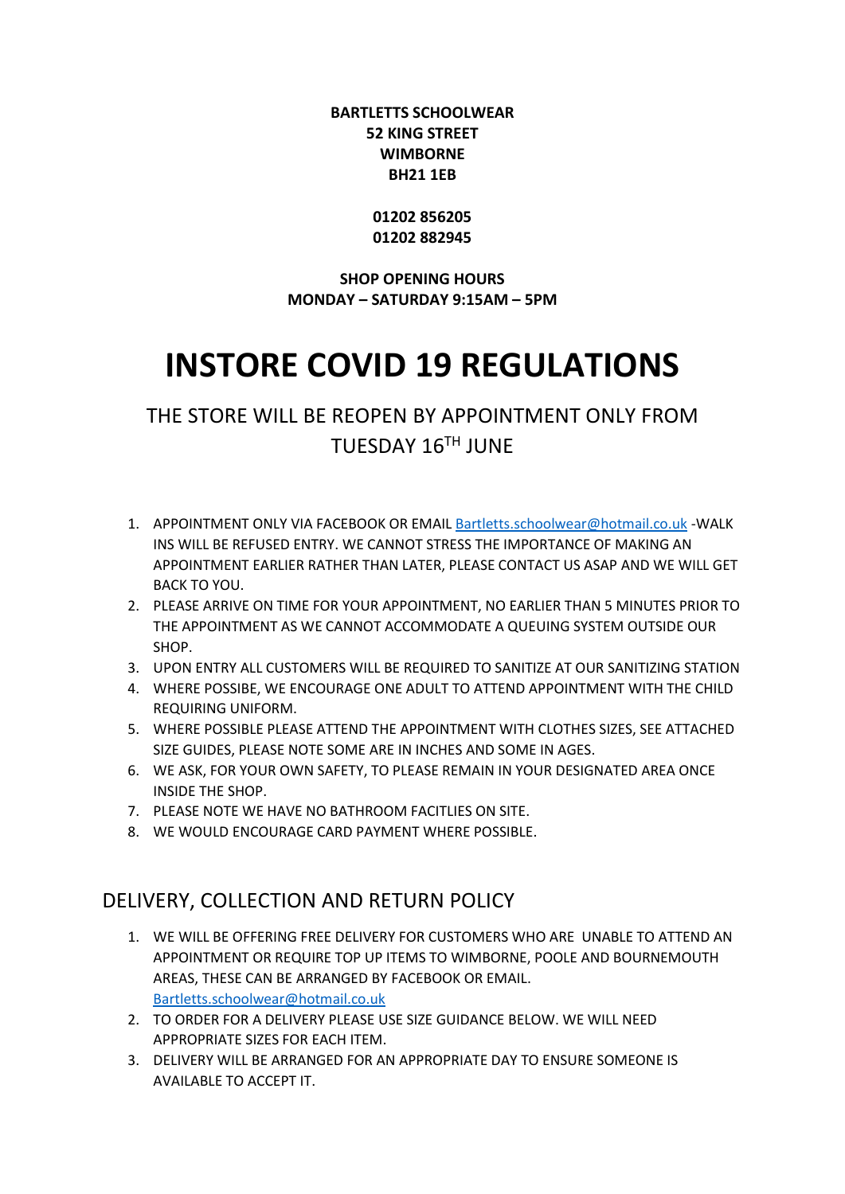**BARTLETTS SCHOOLWEAR**
**52 KING STREET**
**WIMBORNE**
**BH21 1EB**

**01202 856205**
**01202 882945**

**SHOP OPENING HOURS**
**MONDAY – SATURDAY 9:15AM – 5PM**

# INSTORE COVID 19 REGULATIONS

## THE STORE WILL BE REOPEN BY APPOINTMENT ONLY FROM TUESDAY 16TH JUNE

1. APPOINTMENT ONLY VIA FACEBOOK OR EMAIL Bartletts.schoolwear@hotmail.co.uk -WALK INS WILL BE REFUSED ENTRY. WE CANNOT STRESS THE IMPORTANCE OF MAKING AN APPOINTMENT EARLIER RATHER THAN LATER, PLEASE CONTACT US ASAP AND WE WILL GET BACK TO YOU.
2. PLEASE ARRIVE ON TIME FOR YOUR APPOINTMENT, NO EARLIER THAN 5 MINUTES PRIOR TO THE APPOINTMENT AS WE CANNOT ACCOMMODATE A QUEUING SYSTEM OUTSIDE OUR SHOP.
3. UPON ENTRY ALL CUSTOMERS WILL BE REQUIRED TO SANITIZE AT OUR SANITIZING STATION
4. WHERE POSSIBE, WE ENCOURAGE ONE ADULT TO ATTEND APPOINTMENT WITH THE CHILD REQUIRING UNIFORM.
5. WHERE POSSIBLE PLEASE ATTEND THE APPOINTMENT WITH CLOTHES SIZES, SEE ATTACHED SIZE GUIDES, PLEASE NOTE SOME ARE IN INCHES AND SOME IN AGES.
6. WE ASK, FOR YOUR OWN SAFETY, TO PLEASE REMAIN IN YOUR DESIGNATED AREA ONCE INSIDE THE SHOP.
7. PLEASE NOTE WE HAVE NO BATHROOM FACITLIES ON SITE.
8. WE WOULD ENCOURAGE CARD PAYMENT WHERE POSSIBLE.

## DELIVERY, COLLECTION AND RETURN POLICY

1. WE WILL BE OFFERING FREE DELIVERY FOR CUSTOMERS WHO ARE UNABLE TO ATTEND AN APPOINTMENT OR REQUIRE TOP UP ITEMS TO WIMBORNE, POOLE AND BOURNEMOUTH AREAS, THESE CAN BE ARRANGED BY FACEBOOK OR EMAIL. Bartletts.schoolwear@hotmail.co.uk
2. TO ORDER FOR A DELIVERY PLEASE USE SIZE GUIDANCE BELOW. WE WILL NEED APPROPRIATE SIZES FOR EACH ITEM.
3. DELIVERY WILL BE ARRANGED FOR AN APPROPRIATE DAY TO ENSURE SOMEONE IS AVAILABLE TO ACCEPT IT.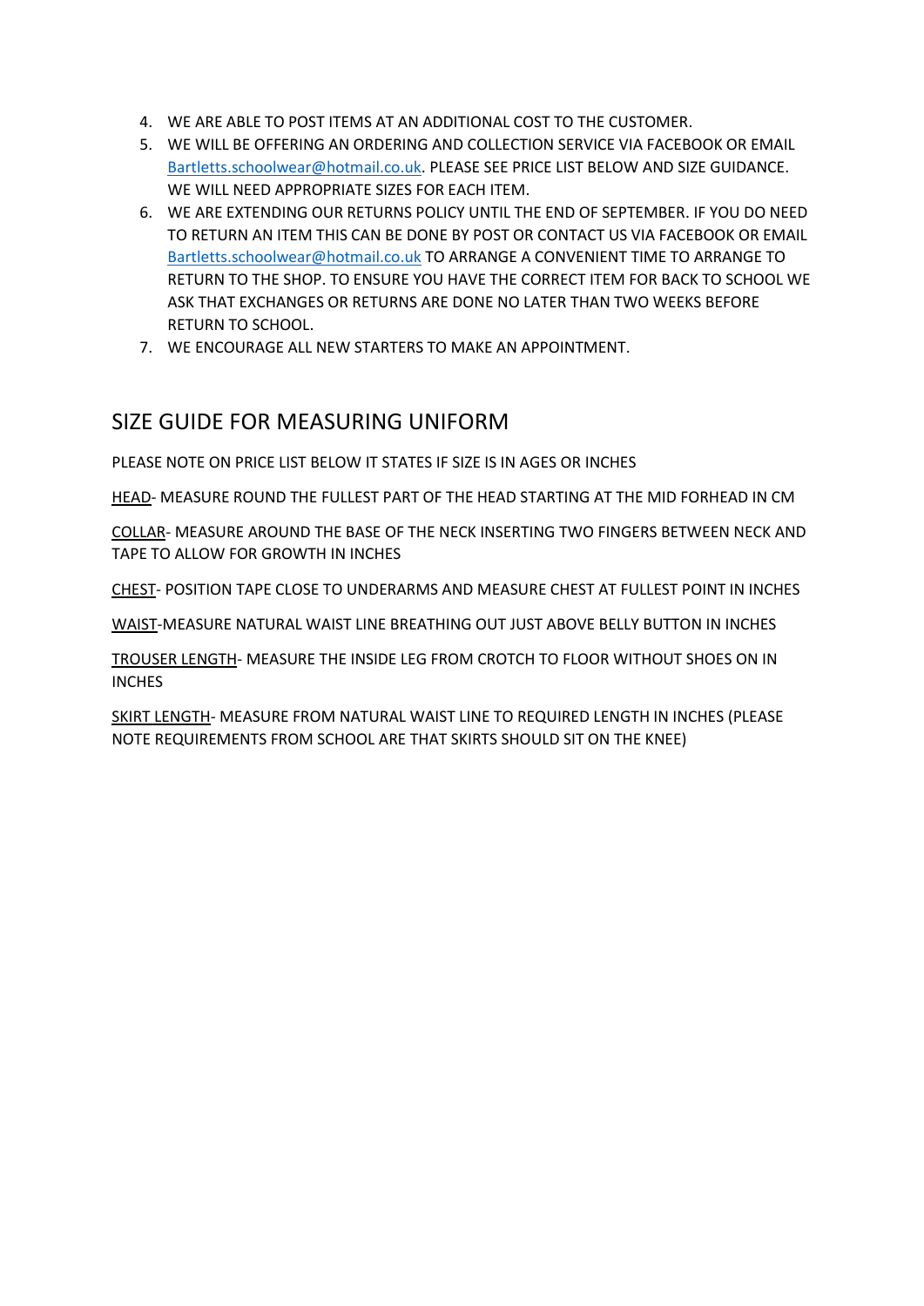4. WE ARE ABLE TO POST ITEMS AT AN ADDITIONAL COST TO THE CUSTOMER.
5. WE WILL BE OFFERING AN ORDERING AND COLLECTION SERVICE VIA FACEBOOK OR EMAIL Bartletts.schoolwear@hotmail.co.uk. PLEASE SEE PRICE LIST BELOW AND SIZE GUIDANCE. WE WILL NEED APPROPRIATE SIZES FOR EACH ITEM.
6. WE ARE EXTENDING OUR RETURNS POLICY UNTIL THE END OF SEPTEMBER. IF YOU DO NEED TO RETURN AN ITEM THIS CAN BE DONE BY POST OR CONTACT US VIA FACEBOOK OR EMAIL Bartletts.schoolwear@hotmail.co.uk TO ARRANGE A CONVENIENT TIME TO ARRANGE TO RETURN TO THE SHOP. TO ENSURE YOU HAVE THE CORRECT ITEM FOR BACK TO SCHOOL WE ASK THAT EXCHANGES OR RETURNS ARE DONE NO LATER THAN TWO WEEKS BEFORE RETURN TO SCHOOL.
7. WE ENCOURAGE ALL NEW STARTERS TO MAKE AN APPOINTMENT.

## SIZE GUIDE FOR MEASURING UNIFORM

PLEASE NOTE ON PRICE LIST BELOW IT STATES IF SIZE IS IN AGES OR INCHES

HEAD- MEASURE ROUND THE FULLEST PART OF THE HEAD STARTING AT THE MID FORHEAD IN CM

COLLAR- MEASURE AROUND THE BASE OF THE NECK INSERTING TWO FINGERS BETWEEN NECK AND TAPE TO ALLOW FOR GROWTH IN INCHES

CHEST- POSITION TAPE CLOSE TO UNDERARMS AND MEASURE CHEST AT FULLEST POINT IN INCHES

WAIST-MEASURE NATURAL WAIST LINE BREATHING OUT JUST ABOVE BELLY BUTTON IN INCHES

TROUSER LENGTH- MEASURE THE INSIDE LEG FROM CROTCH TO FLOOR WITHOUT SHOES ON IN INCHES

SKIRT LENGTH- MEASURE FROM NATURAL WAIST LINE TO REQUIRED LENGTH IN INCHES (PLEASE NOTE REQUIREMENTS FROM SCHOOL ARE THAT SKIRTS SHOULD SIT ON THE KNEE)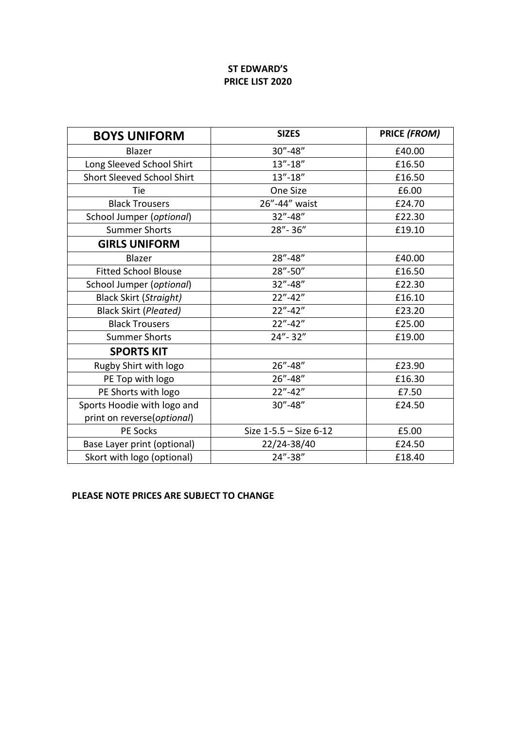**ST EDWARD'S**
**PRICE LIST 2020**

| **BOYS UNIFORM** | **SIZES** | **PRICE *(FROM)*** |
|---|---|---|
| Blazer | 30"-48" | £40.00 |
| Long Sleeved School Shirt | 13"-18" | £16.50 |
| Short Sleeved School Shirt | 13"-18" | £16.50 |
| Tie | One Size | £6.00 |
| Black Trousers | 26"-44" waist | £24.70 |
| School Jumper (*optional*) | 32"-48" | £22.30 |
| Summer Shorts | 28"- 36" | £19.10 |
| **GIRLS UNIFORM** | | |
| Blazer | 28"-48" | £40.00 |
| Fitted School Blouse | 28"-50" | £16.50 |
| School Jumper (*optional*) | 32"-48" | £22.30 |
| Black Skirt (*Straight)* | 22"-42" | £16.10 |
| Black Skirt (*Pleated)* | 22"-42" | £23.20 |
| Black Trousers | 22"-42" | £25.00 |
| Summer Shorts | 24"- 32" | £19.00 |
| **SPORTS KIT** | | |
| Rugby Shirt with logo | 26"-48" | £23.90 |
| PE Top with logo | 26"-48" | £16.30 |
| PE Shorts with logo | 22"-42" | £7.50 |
| Sports Hoodie with logo and print on reverse(*optional*) | 30"-48" | £24.50 |
| PE Socks | Size 1-5.5 – Size 6-12 | £5.00 |
| Base Layer print (optional) | 22/24-38/40 | £24.50 |
| Skort with logo (optional) | 24"-38" | £18.40 |

**PLEASE NOTE PRICES ARE SUBJECT TO CHANGE**